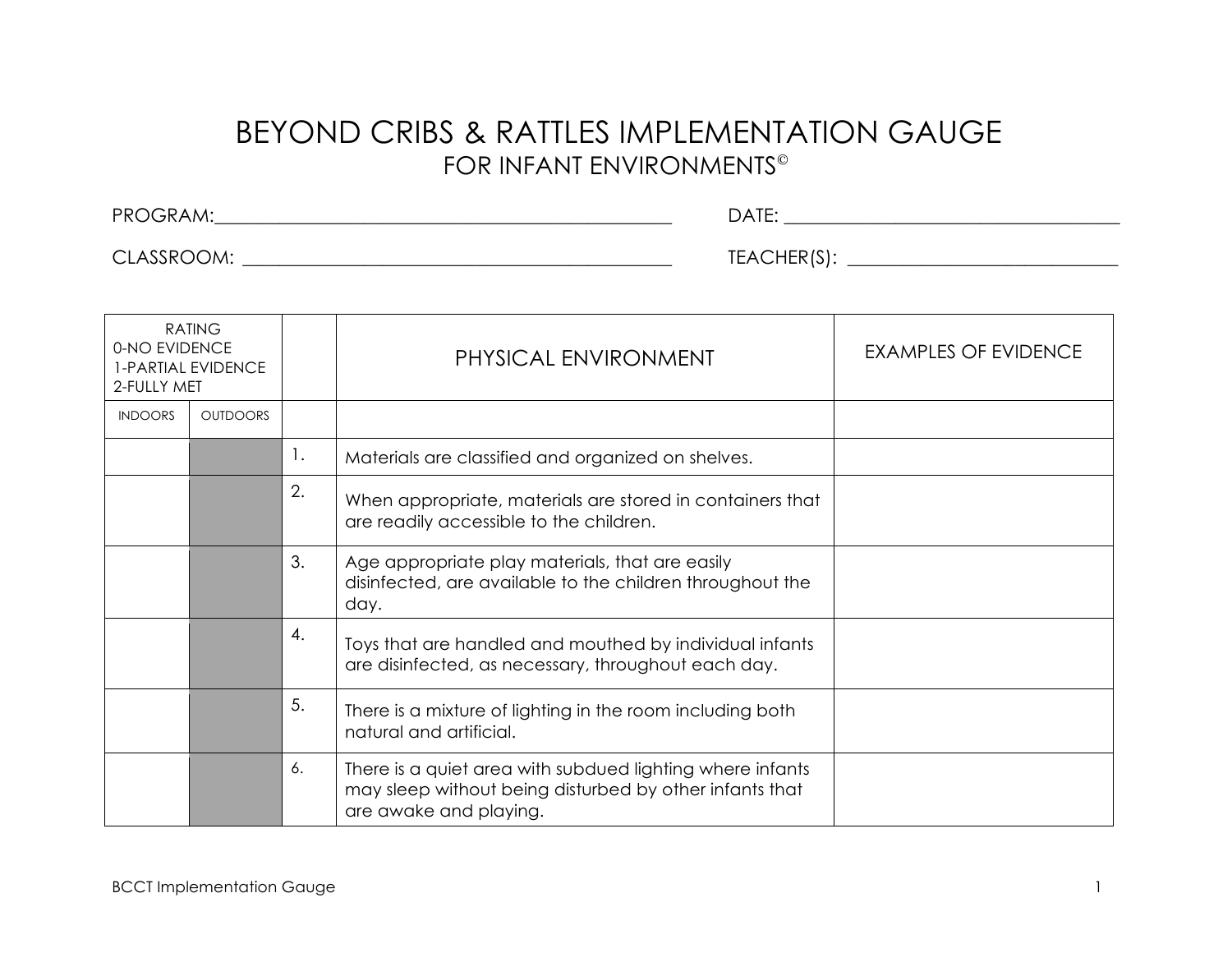# BEYOND CRIBS & RATTLES IMPLEMENTATION GAUGE

## FOR INFANT ENVIRONMENTS©

PROGRAM:_______________________________________________ DATE: ___________________________________

CLASSROOM: ____________________________________________ TEACHER(S): ____________________________

| RATING<br>0-NO EVIDENCE<br>1-PARTIAL EVIDENCE<br>2-FULLY MET | | | PHYSICAL ENVIRONMENT | EXAMPLES OF EVIDENCE |
|---|---|---|---|---|
| INDOORS | OUTDOORS | | | |
| | | 1. | Materials are classified and organized on shelves. | |
| | | 2. | When appropriate, materials are stored in containers that are readily accessible to the children. | |
| | | 3. | Age appropriate play materials, that are easily disinfected, are available to the children throughout the day. | |
| | | 4. | Toys that are handled and mouthed by individual infants are disinfected, as necessary, throughout each day. | |
| | | 5. | There is a mixture of lighting in the room including both natural and artificial. | |
| | | 6. | There is a quiet area with subdued lighting where infants may sleep without being disturbed by other infants that are awake and playing. | |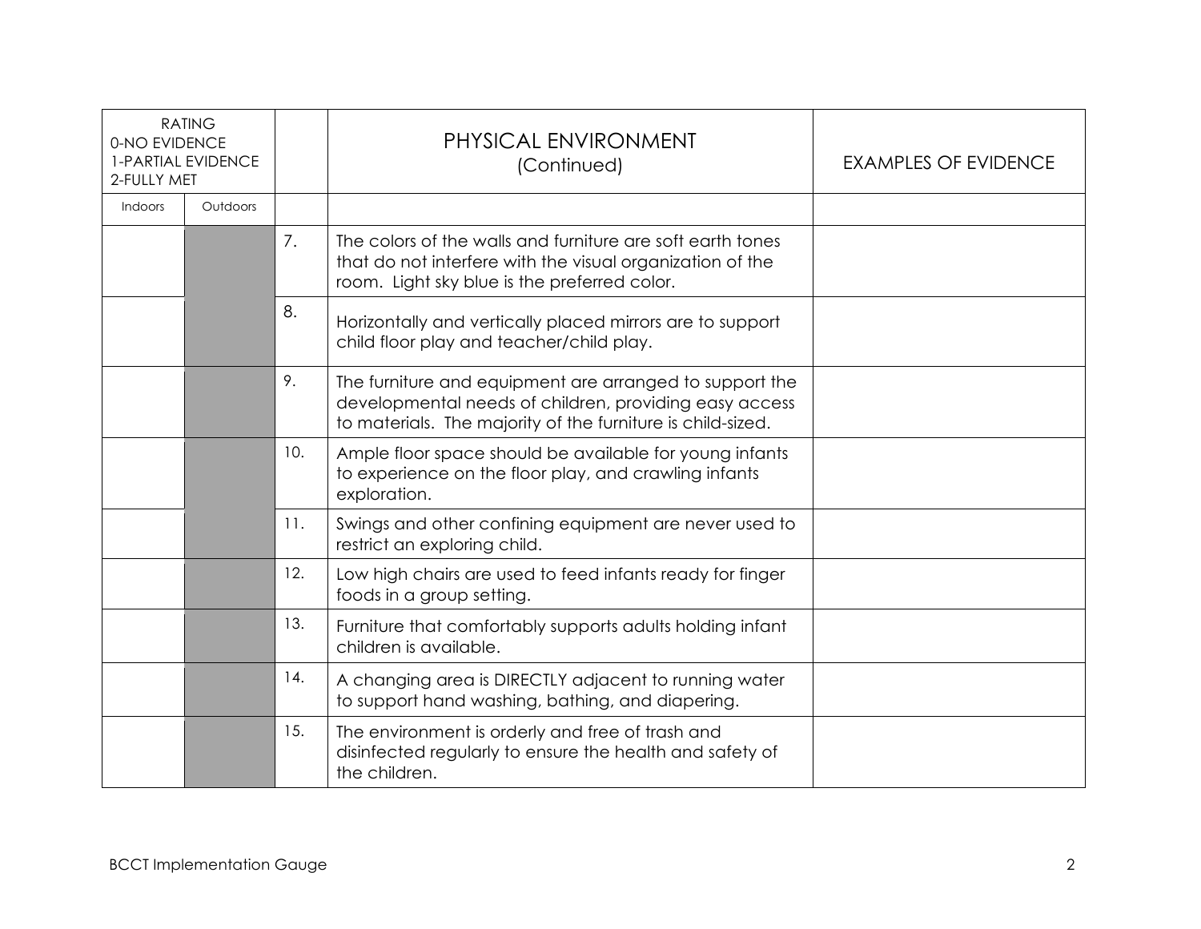| RATING 0-NO EVIDENCE 1-PARTIAL EVIDENCE 2-FULLY MET | | | PHYSICAL ENVIRONMENT (Continued) | EXAMPLES OF EVIDENCE |
|---|---|---|---|---|
| Indoors | Outdoors | | | |
| | | 7. | The colors of the walls and furniture are soft earth tones that do not interfere with the visual organization of the room. Light sky blue is the preferred color. | |
| | | 8. | Horizontally and vertically placed mirrors are to support child floor play and teacher/child play. | |
| | | 9. | The furniture and equipment are arranged to support the developmental needs of children, providing easy access to materials. The majority of the furniture is child-sized. | |
| | | 10. | Ample floor space should be available for young infants to experience on the floor play, and crawling infants exploration. | |
| | | 11. | Swings and other confining equipment are never used to restrict an exploring child. | |
| | | 12. | Low high chairs are used to feed infants ready for finger foods in a group setting. | |
| | | 13. | Furniture that comfortably supports adults holding infant children is available. | |
| | | 14. | A changing area is DIRECTLY adjacent to running water to support hand washing, bathing, and diapering. | |
| | | 15. | The environment is orderly and free of trash and disinfected regularly to ensure the health and safety of the children. | |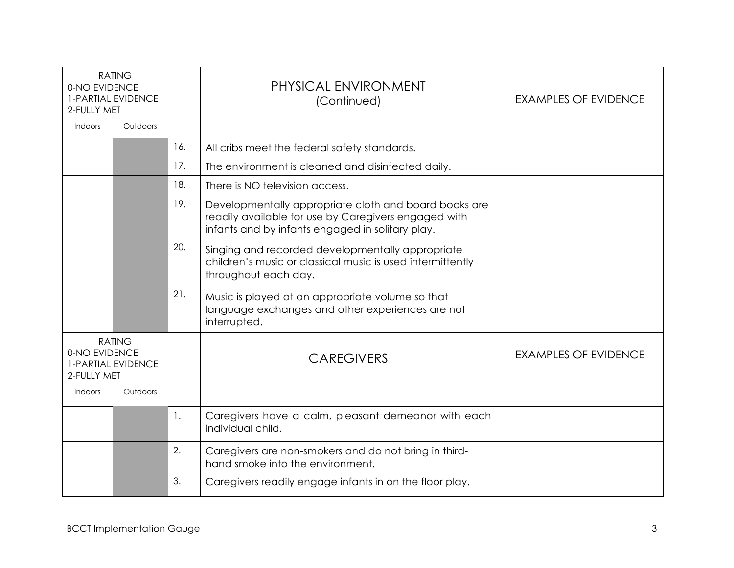| RATING<br>0-NO EVIDENCE<br>1-PARTIAL EVIDENCE<br>2-FULLY MET | | | PHYSICAL ENVIRONMENT<br>(Continued) | EXAMPLES OF EVIDENCE |
|---|---|---|---|---|
| Indoors | Outdoors | | | |
| | | 16. | All cribs meet the federal safety standards. | |
| | | 17. | The environment is cleaned and disinfected daily. | |
| | | 18. | There is NO television access. | |
| | | 19. | Developmentally appropriate cloth and board books are readily available for use by Caregivers engaged with infants and by infants engaged in solitary play. | |
| | | 20. | Singing and recorded developmentally appropriate children's music or classical music is used intermittently throughout each day. | |
| | | 21. | Music is played at an appropriate volume so that language exchanges and other experiences are not interrupted. | |

| RATING<br>0-NO EVIDENCE<br>1-PARTIAL EVIDENCE<br>2-FULLY MET | | | CAREGIVERS | EXAMPLES OF EVIDENCE |
|---|---|---|---|---|
| Indoors | Outdoors | | | |
| | | 1. | Caregivers have a calm, pleasant demeanor with each individual child. | |
| | | 2. | Caregivers are non-smokers and do not bring in third-hand smoke into the environment. | |
| | | 3. | Caregivers readily engage infants in on the floor play. | |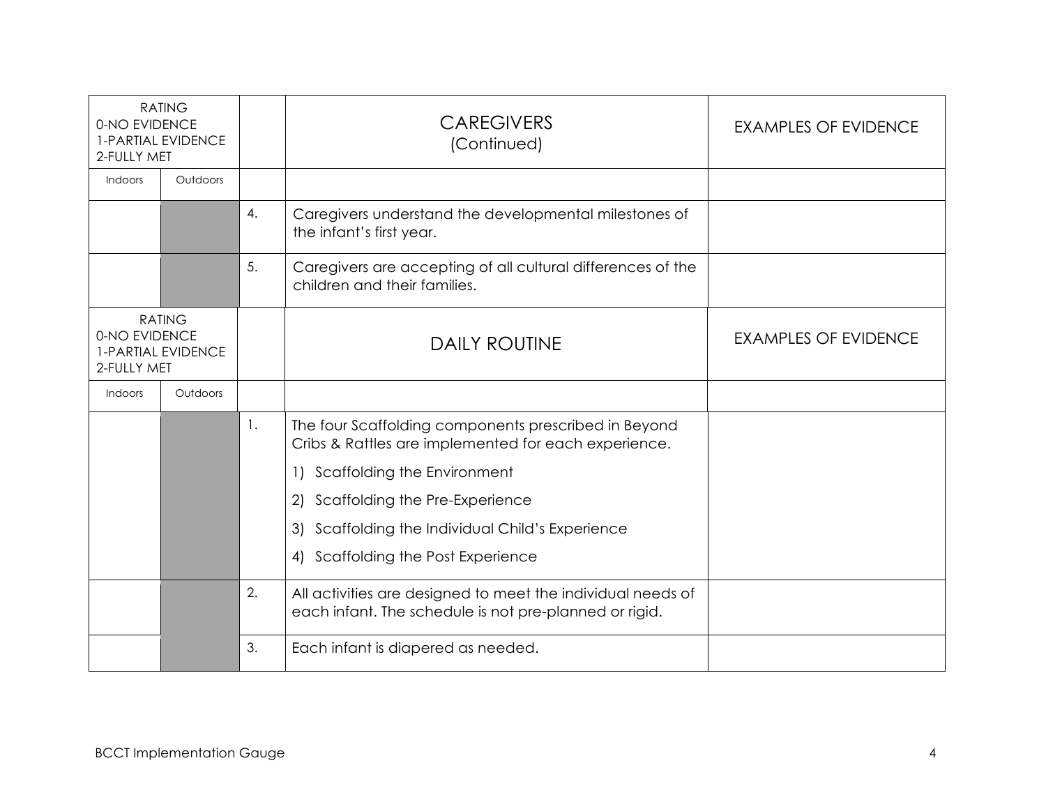| RATING<br>0-NO EVIDENCE<br>1-PARTIAL EVIDENCE<br>2-FULLY MET | | | CAREGIVERS<br>(Continued) | EXAMPLES OF EVIDENCE |
|---|---|---|---|---|
| Indoors | Outdoors | | | |
| | | 4. | Caregivers understand the developmental milestones of the infant's first year. | |
| | | 5. | Caregivers are accepting of all cultural differences of the children and their families. | |

| RATING<br>0-NO EVIDENCE<br>1-PARTIAL EVIDENCE<br>2-FULLY MET | | | DAILY ROUTINE | EXAMPLES OF EVIDENCE |
|---|---|---|---|---|
| Indoors | Outdoors | | | |
| | | 1. | The four Scaffolding components prescribed in Beyond Cribs & Rattles are implemented for each experience.<br>1) Scaffolding the Environment<br>2) Scaffolding the Pre-Experience<br>3) Scaffolding the Individual Child's Experience<br>4) Scaffolding the Post Experience | |
| | | 2. | All activities are designed to meet the individual needs of each infant. The schedule is not pre-planned or rigid. | |
| | | 3. | Each infant is diapered as needed. | |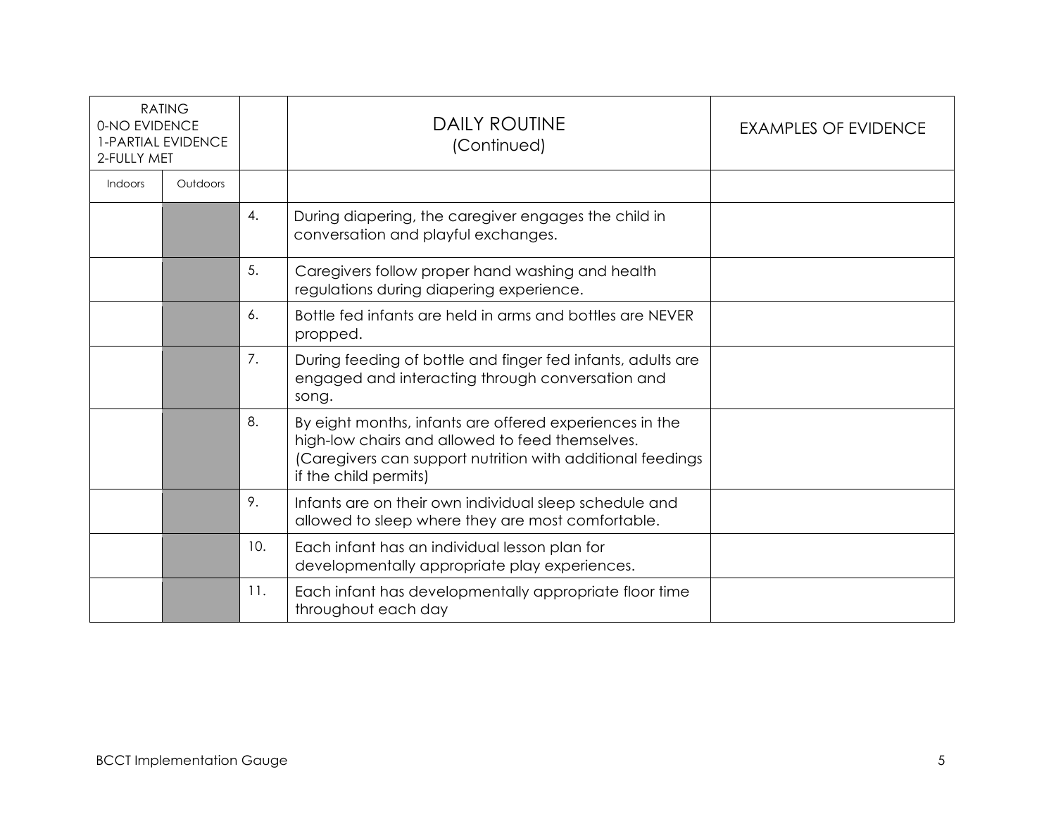| RATING<br>0-NO EVIDENCE<br>1-PARTIAL EVIDENCE<br>2-FULLY MET | | | DAILY ROUTINE<br>(Continued) | EXAMPLES OF EVIDENCE |
|---|---|---|---|---|
| Indoors | Outdoors | | | |
| | | 4. | During diapering, the caregiver engages the child in conversation and playful exchanges. | |
| | | 5. | Caregivers follow proper hand washing and health regulations during diapering experience. | |
| | | 6. | Bottle fed infants are held in arms and bottles are NEVER propped. | |
| | | 7. | During feeding of bottle and finger fed infants, adults are engaged and interacting through conversation and song. | |
| | | 8. | By eight months, infants are offered experiences in the high-low chairs and allowed to feed themselves. (Caregivers can support nutrition with additional feedings if the child permits) | |
| | | 9. | Infants are on their own individual sleep schedule and allowed to sleep where they are most comfortable. | |
| | | 10. | Each infant has an individual lesson plan for developmentally appropriate play experiences. | |
| | | 11. | Each infant has developmentally appropriate floor time throughout each day | |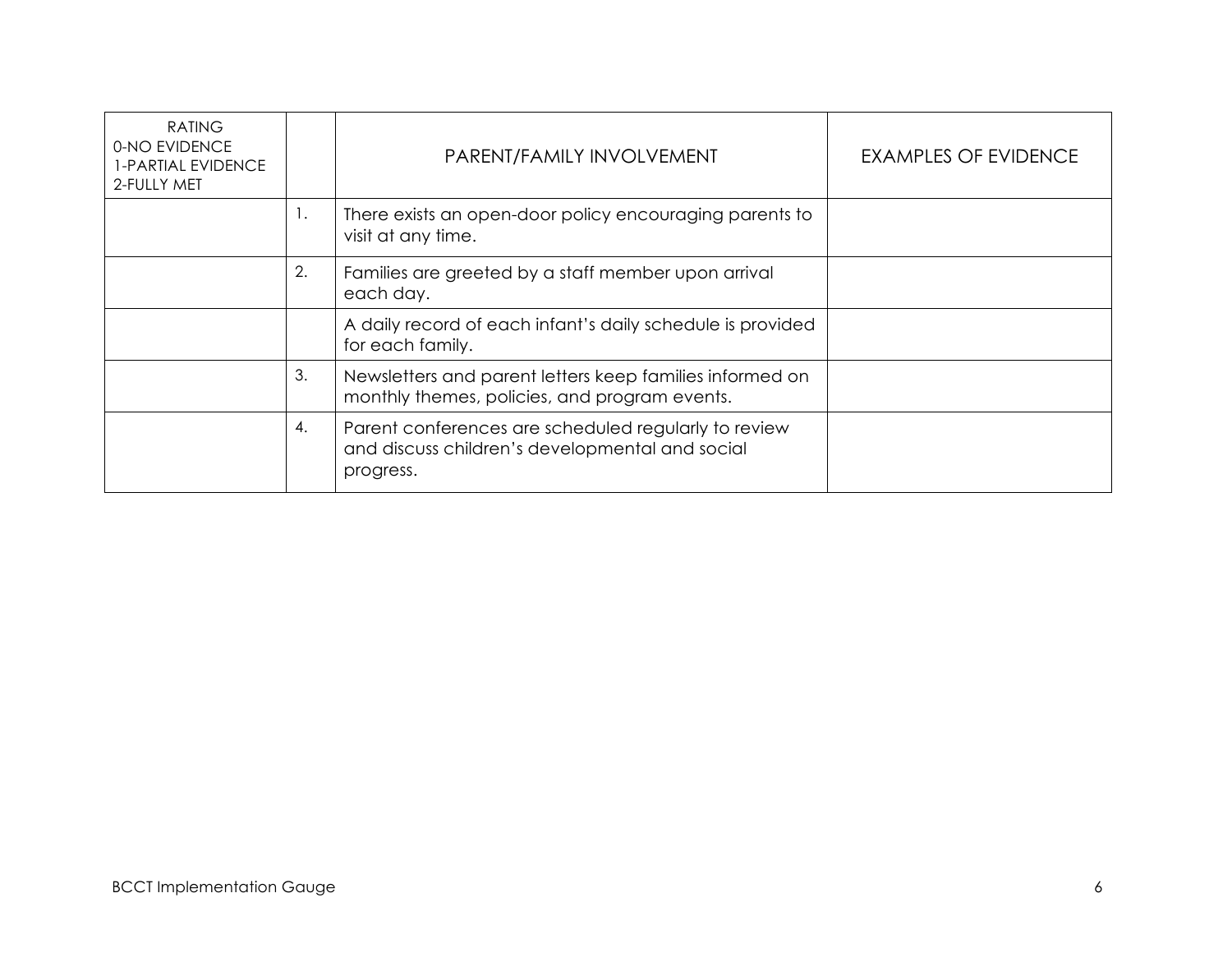| RATING<br>0-NO EVIDENCE<br>1-PARTIAL EVIDENCE<br>2-FULLY MET | | PARENT/FAMILY INVOLVEMENT | EXAMPLES OF EVIDENCE |
|---|---|---|---|
| | 1. | There exists an open-door policy encouraging parents to visit at any time. | |
| | 2. | Families are greeted by a staff member upon arrival each day. | |
| | | A daily record of each infant's daily schedule is provided for each family. | |
| | 3. | Newsletters and parent letters keep families informed on monthly themes, policies, and program events. | |
| | 4. | Parent conferences are scheduled regularly to review and discuss children's developmental and social progress. | |